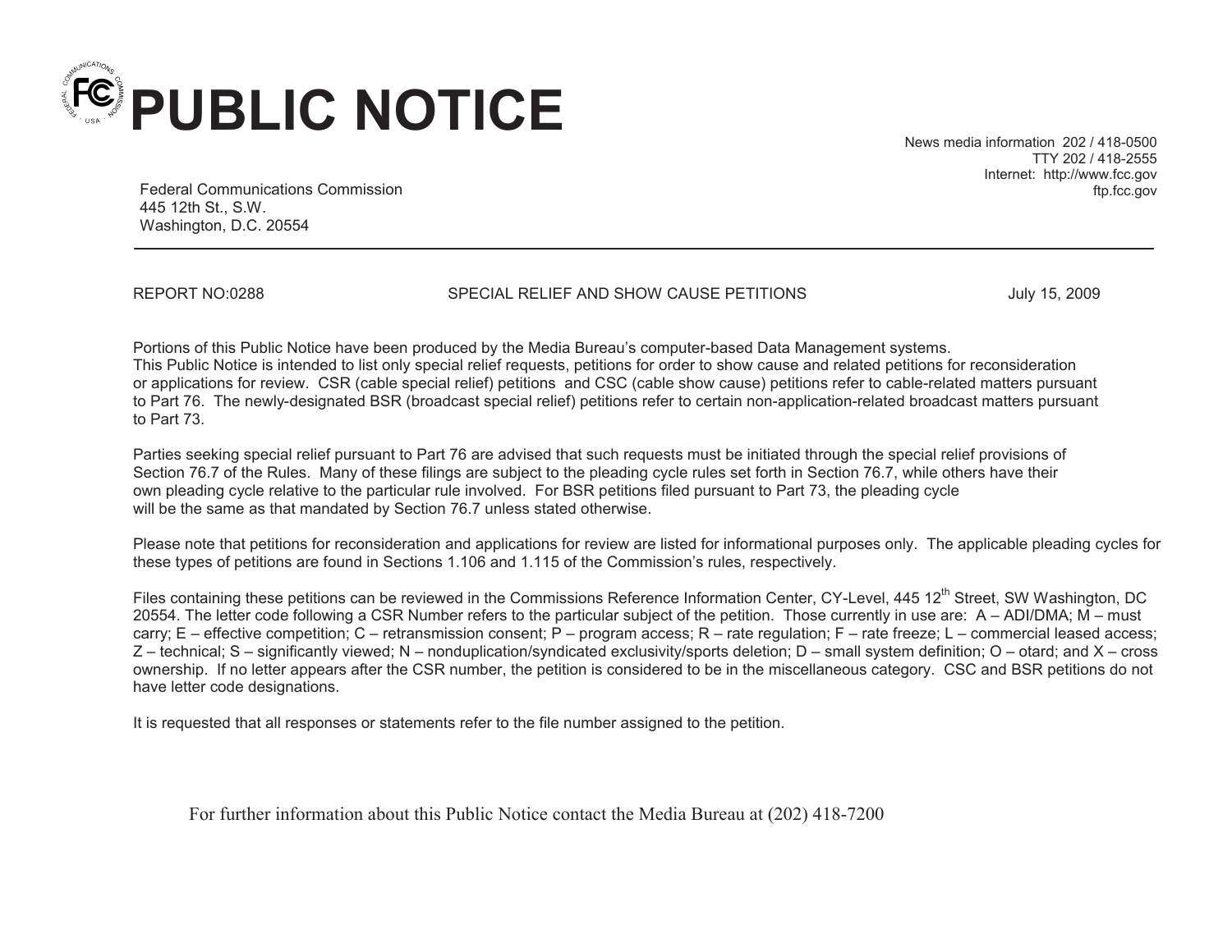# PUBLIC NOTICE

Federal Communications Commission
445 12th St., S.W.
Washington, D.C. 20554

News media information 202 / 418-0500
TTY 202 / 418-2555
Internet: http://www.fcc.gov
ftp.fcc.gov

---

REPORT NO:0288 SPECIAL RELIEF AND SHOW CAUSE PETITIONS July 15, 2009

Portions of this Public Notice have been produced by the Media Bureau's computer-based Data Management systems.
This Public Notice is intended to list only special relief requests, petitions for order to show cause and related petitions for reconsideration or applications for review. CSR (cable special relief) petitions and CSC (cable show cause) petitions refer to cable-related matters pursuant to Part 76. The newly-designated BSR (broadcast special relief) petitions refer to certain non-application-related broadcast matters pursuant to Part 73.

Parties seeking special relief pursuant to Part 76 are advised that such requests must be initiated through the special relief provisions of Section 76.7 of the Rules. Many of these filings are subject to the pleading cycle rules set forth in Section 76.7, while others have their own pleading cycle relative to the particular rule involved. For BSR petitions filed pursuant to Part 73, the pleading cycle will be the same as that mandated by Section 76.7 unless stated otherwise.

Please note that petitions for reconsideration and applications for review are listed for informational purposes only. The applicable pleading cycles for these types of petitions are found in Sections 1.106 and 1.115 of the Commission's rules, respectively.

Files containing these petitions can be reviewed in the Commissions Reference Information Center, CY-Level, 445 12th Street, SW Washington, DC 20554. The letter code following a CSR Number refers to the particular subject of the petition. Those currently in use are: A – ADI/DMA; M – must carry; E – effective competition; C – retransmission consent; P – program access; R – rate regulation; F – rate freeze; L – commercial leased access; Z – technical; S – significantly viewed; N – nonduplication/syndicated exclusivity/sports deletion; D – small system definition; O – otard; and X – cross ownership. If no letter appears after the CSR number, the petition is considered to be in the miscellaneous category. CSC and BSR petitions do not have letter code designations.

It is requested that all responses or statements refer to the file number assigned to the petition.

For further information about this Public Notice contact the Media Bureau at (202) 418-7200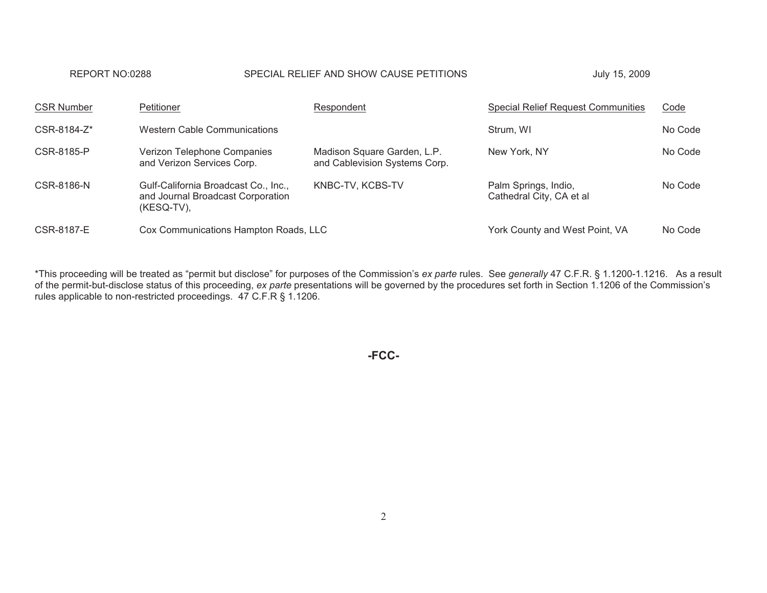REPORT NO:0288 SPECIAL RELIEF AND SHOW CAUSE PETITIONS July 15, 2009

| CSR Number | Petitioner | Respondent | Special Relief Request Communities | Code |
|---|---|---|---|---|
| CSR-8184-Z* | Western Cable Communications | | Strum, WI | No Code |
| CSR-8185-P | Verizon Telephone Companies and Verizon Services Corp. | Madison Square Garden, L.P. and Cablevision Systems Corp. | New York, NY | No Code |
| CSR-8186-N | Gulf-California Broadcast Co., Inc., and Journal Broadcast Corporation (KESQ-TV), | KNBC-TV, KCBS-TV | Palm Springs, Indio, Cathedral City, CA et al | No Code |
| CSR-8187-E | Cox Communications Hampton Roads, LLC | | York County and West Point, VA | No Code |

*This proceeding will be treated as "permit but disclose" for purposes of the Commission's *ex parte* rules. See *generally* 47 C.F.R. § 1.1200-1.1216. As a result of the permit-but-disclose status of this proceeding, *ex parte* presentations will be governed by the procedures set forth in Section 1.1206 of the Commission's rules applicable to non-restricted proceedings. 47 C.F.R § 1.1206.

**-FCC-**